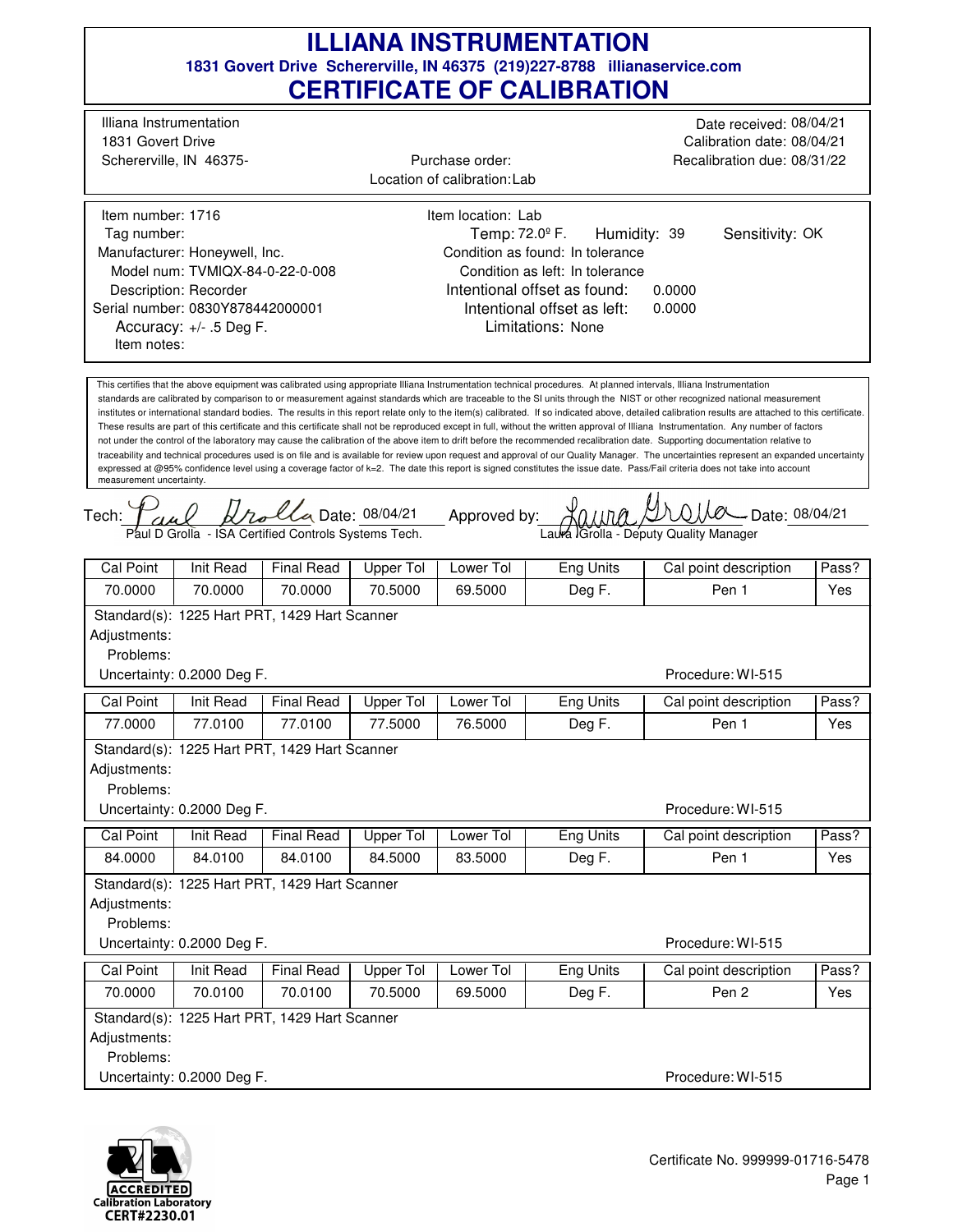# ILLIANA INSTRUMENTATION

**1831 Govert Drive Schererville, IN 46375 (219)227-8788 illianaservice.com**

## CERTIFICATE OF CALIBRATION

Illiana Instrumentation
1831 Govert Drive
Schererville, IN 46375-

Purchase order:
Location of calibration: Lab

Date received: 08/04/21
Calibration date: 08/04/21
Recalibration due: 08/31/22

Item number: 1716
Tag number:
Manufacturer: Honeywell, Inc.
Model num: TVMIQX-84-0-22-0-008
Description: Recorder
Serial number: 0830Y878442000001
Accuracy: +/- .5 Deg F.
Item notes:

Item location: Lab
Temp: 72.0º F. Humidity: 39 Sensitivity: OK
Condition as found: In tolerance
Condition as left: In tolerance
Intentional offset as found: 0.0000
Intentional offset as left: 0.0000
Limitations: None

This certifies that the above equipment was calibrated using appropriate Illiana Instrumentation technical procedures. At planned intervals, Illiana Instrumentation standards are calibrated by comparison to or measurement against standards which are traceable to the SI units through the NIST or other recognized national measurement institutes or international standard bodies. The results in this report relate only to the item(s) calibrated. If so indicated above, detailed calibration results are attached to this certificate. These results are part of this certificate and this certificate shall not be reproduced except in full, without the written approval of Illiana Instrumentation. Any number of factors not under the control of the laboratory may cause the calibration of the above item to drift before the recommended recalibration date. Supporting documentation relative to traceability and technical procedures used is on file and is available for review upon request and approval of our Quality Manager. The uncertainties represent an expanded uncertainty expressed at @95% confidence level using a coverage factor of k=2. The date this report is signed constitutes the issue date. Pass/Fail criteria does not take into account measurement uncertainty.

Tech: Paul D Grolla - ISA Certified Controls Systems Tech. Date: 08/04/21
Approved by: Laura Grolla - Deputy Quality Manager Date: 08/04/21

| Cal Point | Init Read | Final Read | Upper Tol | Lower Tol | Eng Units | Cal point description | Pass? |
|---|---|---|---|---|---|---|---|
| 70.0000 | 70.0000 | 70.0000 | 70.5000 | 69.5000 | Deg F. | Pen 1 | Yes |

Standard(s): 1225 Hart PRT, 1429 Hart Scanner
Adjustments:
Problems:
Uncertainty: 0.2000 Deg F. Procedure: WI-515

| Cal Point | Init Read | Final Read | Upper Tol | Lower Tol | Eng Units | Cal point description | Pass? |
|---|---|---|---|---|---|---|---|
| 77.0000 | 77.0100 | 77.0100 | 77.5000 | 76.5000 | Deg F. | Pen 1 | Yes |

Standard(s): 1225 Hart PRT, 1429 Hart Scanner
Adjustments:
Problems:
Uncertainty: 0.2000 Deg F. Procedure: WI-515

| Cal Point | Init Read | Final Read | Upper Tol | Lower Tol | Eng Units | Cal point description | Pass? |
|---|---|---|---|---|---|---|---|
| 84.0000 | 84.0100 | 84.0100 | 84.5000 | 83.5000 | Deg F. | Pen 1 | Yes |

Standard(s): 1225 Hart PRT, 1429 Hart Scanner
Adjustments:
Problems:
Uncertainty: 0.2000 Deg F. Procedure: WI-515

| Cal Point | Init Read | Final Read | Upper Tol | Lower Tol | Eng Units | Cal point description | Pass? |
|---|---|---|---|---|---|---|---|
| 70.0000 | 70.0100 | 70.0100 | 70.5000 | 69.5000 | Deg F. | Pen 2 | Yes |

Standard(s): 1225 Hart PRT, 1429 Hart Scanner
Adjustments:
Problems:
Uncertainty: 0.2000 Deg F. Procedure: WI-515

ACCREDITED Calibration Laboratory CERT#2230.01

Certificate No. 999999-01716-5478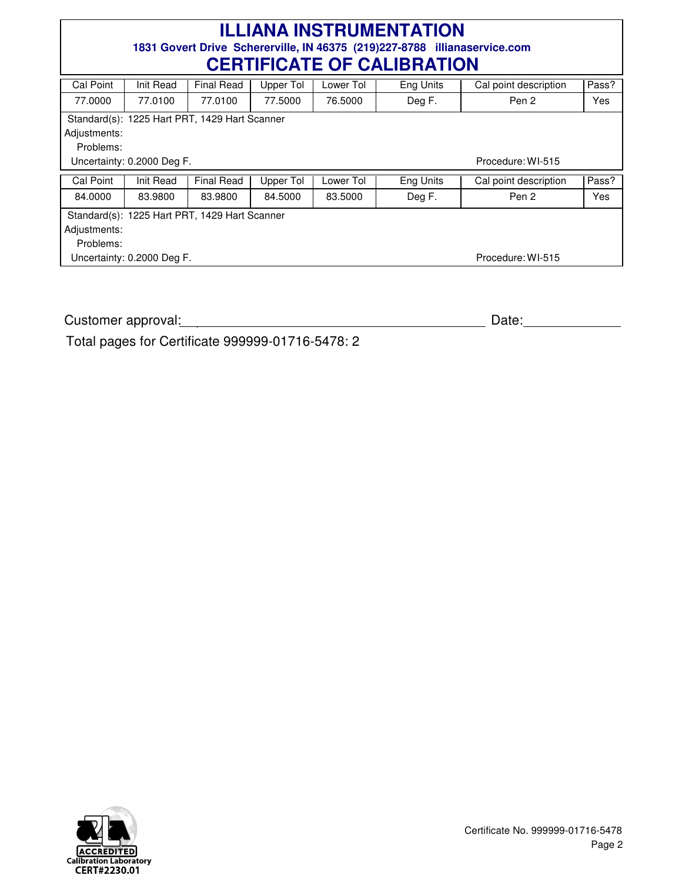# ILLIANA INSTRUMENTATION

**1831 Govert Drive Schererville, IN 46375 (219)227-8788 illianaservice.com**

# CERTIFICATE OF CALIBRATION

| Cal Point | Init Read | Final Read | Upper Tol | Lower Tol | Eng Units | Cal point description | Pass? |
|---|---|---|---|---|---|---|---|
| 77.0000 | 77.0100 | 77.0100 | 77.5000 | 76.5000 | Deg F. | Pen 2 | Yes |

Standard(s): 1225 Hart PRT, 1429 Hart Scanner
Adjustments:
Problems:
Uncertainty: 0.2000 Deg F.  Procedure: WI-515

| Cal Point | Init Read | Final Read | Upper Tol | Lower Tol | Eng Units | Cal point description | Pass? |
|---|---|---|---|---|---|---|---|
| 84.0000 | 83.9800 | 83.9800 | 84.5000 | 83.5000 | Deg F. | Pen 2 | Yes |

Standard(s): 1225 Hart PRT, 1429 Hart Scanner
Adjustments:
Problems:
Uncertainty: 0.2000 Deg F.  Procedure: WI-515

Customer approval:\_\_\_\_\_\_\_\_\_\_\_\_\_\_\_\_\_\_\_\_\_\_\_\_\_\_\_\_\_\_\_\_\_\_\_\_\_\_\_\_ Date:\_\_\_\_\_\_\_\_\_\_\_\_

Total pages for Certificate 999999-01716-5478: 2

ACCREDITED
Calibration Laboratory
CERT#2230.01

Certificate No. 999999-01716-5478